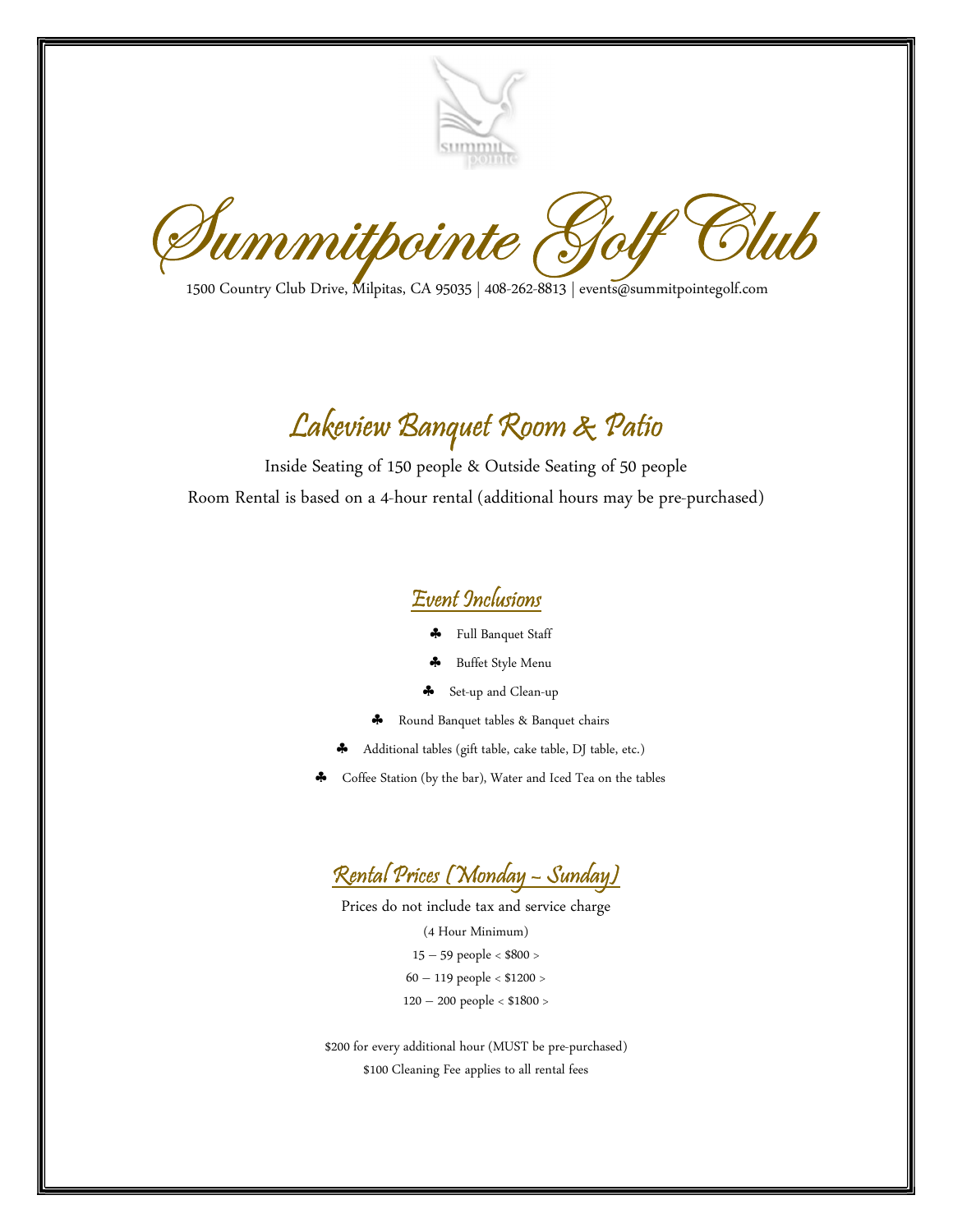# Summitpointe Golf Club

1500 Country Club Drive, Milpitas, CA 95035 | 408-262-8813 | events@summitpointegolf.com

## Lakeview Banquet Room & Patio

Inside Seating of 150 people & Outside Seating of 50 people

Room Rental is based on a 4-hour rental (additional hours may be pre-purchased)

### Event Inclusions

- Full Banquet Staff
- Buffet Style Menu
- Set-up and Clean-up
- Round Banquet tables & Banquet chairs
- Additional tables (gift table, cake table, DJ table, etc.)
- Coffee Station (by the bar), Water and Iced Tea on the tables

### Rental Prices (Monday – Sunday)

Prices do not include tax and service charge

(4 Hour Minimum)

15 – 59 people < $800 >

60 – 119 people < $1200 >

120 – 200 people < $1800 >

$200 for every additional hour (MUST be pre-purchased)

$100 Cleaning Fee applies to all rental fees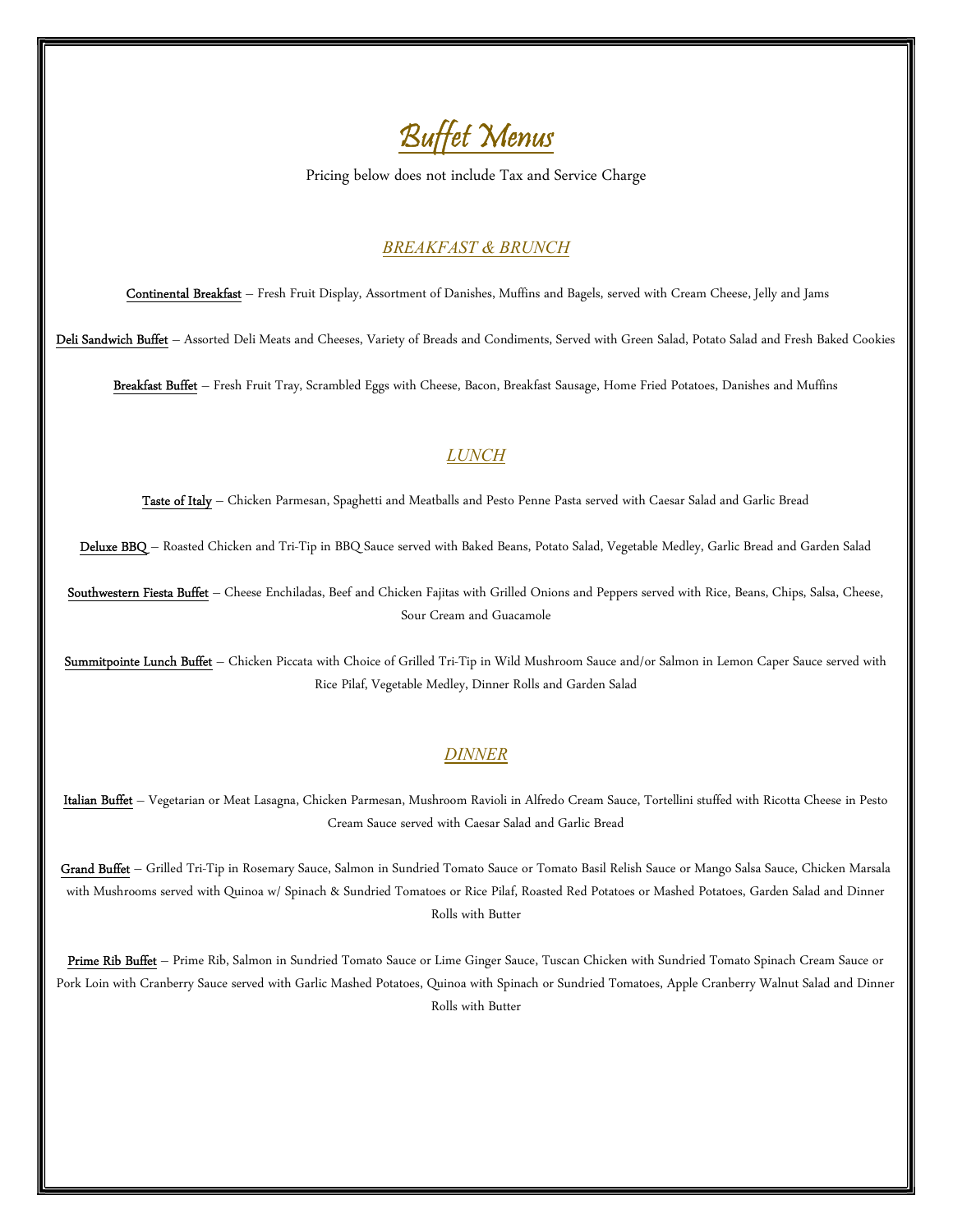# *Buffet Menus*

Pricing below does not include Tax and Service Charge

## *BREAKFAST & BRUNCH*

Continental Breakfast – Fresh Fruit Display, Assortment of Danishes, Muffins and Bagels, served with Cream Cheese, Jelly and Jams

Deli Sandwich Buffet – Assorted Deli Meats and Cheeses, Variety of Breads and Condiments, Served with Green Salad, Potato Salad and Fresh Baked Cookies

Breakfast Buffet – Fresh Fruit Tray, Scrambled Eggs with Cheese, Bacon, Breakfast Sausage, Home Fried Potatoes, Danishes and Muffins

## *LUNCH*

Taste of Italy – Chicken Parmesan, Spaghetti and Meatballs and Pesto Penne Pasta served with Caesar Salad and Garlic Bread

Deluxe BBQ – Roasted Chicken and Tri-Tip in BBQ Sauce served with Baked Beans, Potato Salad, Vegetable Medley, Garlic Bread and Garden Salad

Southwestern Fiesta Buffet – Cheese Enchiladas, Beef and Chicken Fajitas with Grilled Onions and Peppers served with Rice, Beans, Chips, Salsa, Cheese, Sour Cream and Guacamole

Summitpointe Lunch Buffet – Chicken Piccata with Choice of Grilled Tri-Tip in Wild Mushroom Sauce and/or Salmon in Lemon Caper Sauce served with Rice Pilaf, Vegetable Medley, Dinner Rolls and Garden Salad

## *DINNER*

Italian Buffet – Vegetarian or Meat Lasagna, Chicken Parmesan, Mushroom Ravioli in Alfredo Cream Sauce, Tortellini stuffed with Ricotta Cheese in Pesto Cream Sauce served with Caesar Salad and Garlic Bread

Grand Buffet – Grilled Tri-Tip in Rosemary Sauce, Salmon in Sundried Tomato Sauce or Tomato Basil Relish Sauce or Mango Salsa Sauce, Chicken Marsala with Mushrooms served with Quinoa w/ Spinach & Sundried Tomatoes or Rice Pilaf, Roasted Red Potatoes or Mashed Potatoes, Garden Salad and Dinner Rolls with Butter

Prime Rib Buffet – Prime Rib, Salmon in Sundried Tomato Sauce or Lime Ginger Sauce, Tuscan Chicken with Sundried Tomato Spinach Cream Sauce or Pork Loin with Cranberry Sauce served with Garlic Mashed Potatoes, Quinoa with Spinach or Sundried Tomatoes, Apple Cranberry Walnut Salad and Dinner Rolls with Butter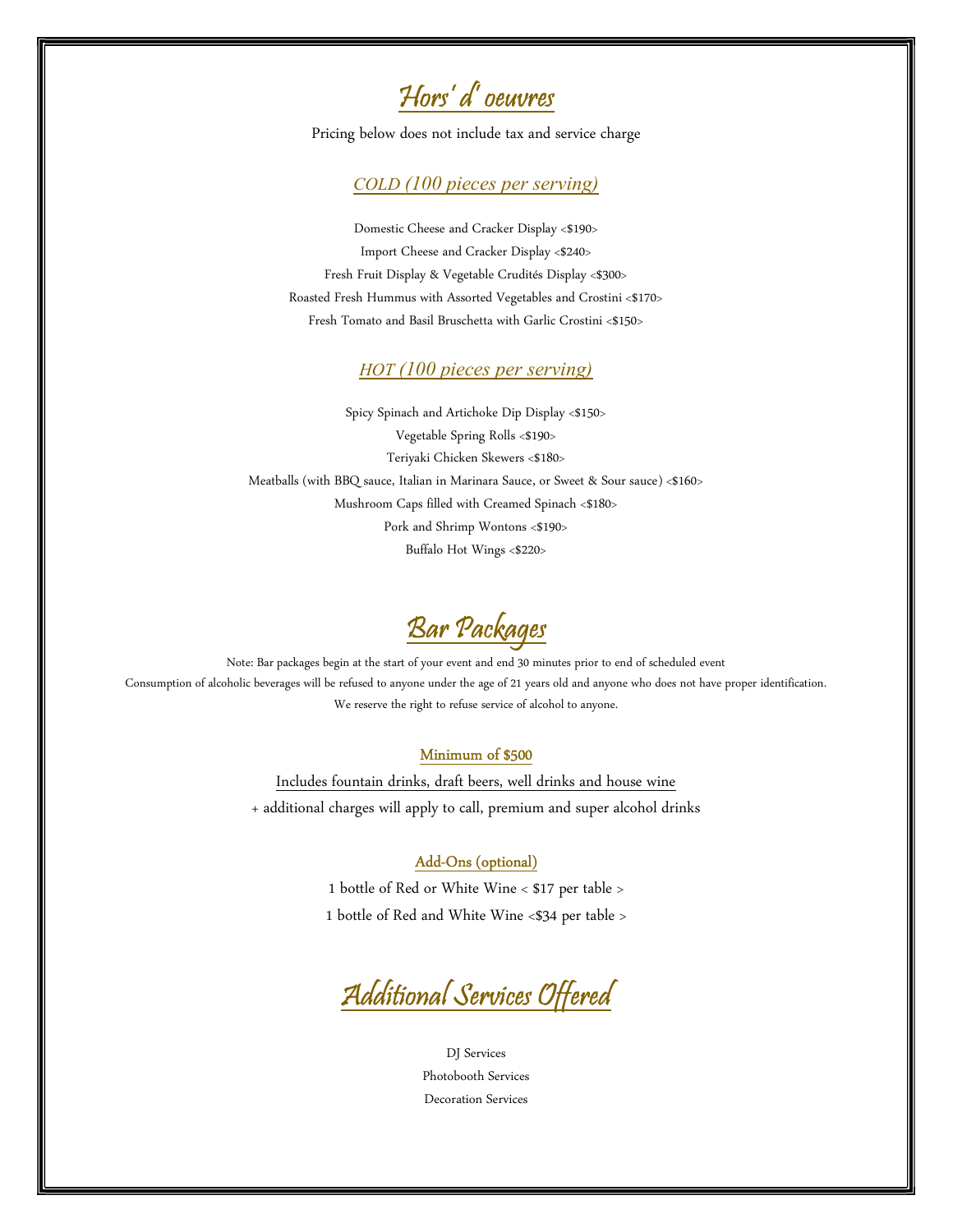# Hors' d' oeuvres

Pricing below does not include tax and service charge

## *COLD (100 pieces per serving)*

Domestic Cheese and Cracker Display <$190>

Import Cheese and Cracker Display <$240>

Fresh Fruit Display & Vegetable Crudités Display <$300>

Roasted Fresh Hummus with Assorted Vegetables and Crostini <$170>

Fresh Tomato and Basil Bruschetta with Garlic Crostini <$150>

## *HOT (100 pieces per serving)*

Spicy Spinach and Artichoke Dip Display <$150>

Vegetable Spring Rolls <$190>

Teriyaki Chicken Skewers <$180>

Meatballs (with BBQ sauce, Italian in Marinara Sauce, or Sweet & Sour sauce) <$160>

Mushroom Caps filled with Creamed Spinach <$180>

Pork and Shrimp Wontons <$190>

Buffalo Hot Wings <$220>

# Bar Packages

Note: Bar packages begin at the start of your event and end 30 minutes prior to end of scheduled event

Consumption of alcoholic beverages will be refused to anyone under the age of 21 years old and anyone who does not have proper identification.

We reserve the right to refuse service of alcohol to anyone.

### Minimum of $500

Includes fountain drinks, draft beers, well drinks and house wine

+ additional charges will apply to call, premium and super alcohol drinks

### Add-Ons (optional)

1 bottle of Red or White Wine < $17 per table >

1 bottle of Red and White Wine <$34 per table >

# Additional Services Offered

DJ Services

Photobooth Services

Decoration Services